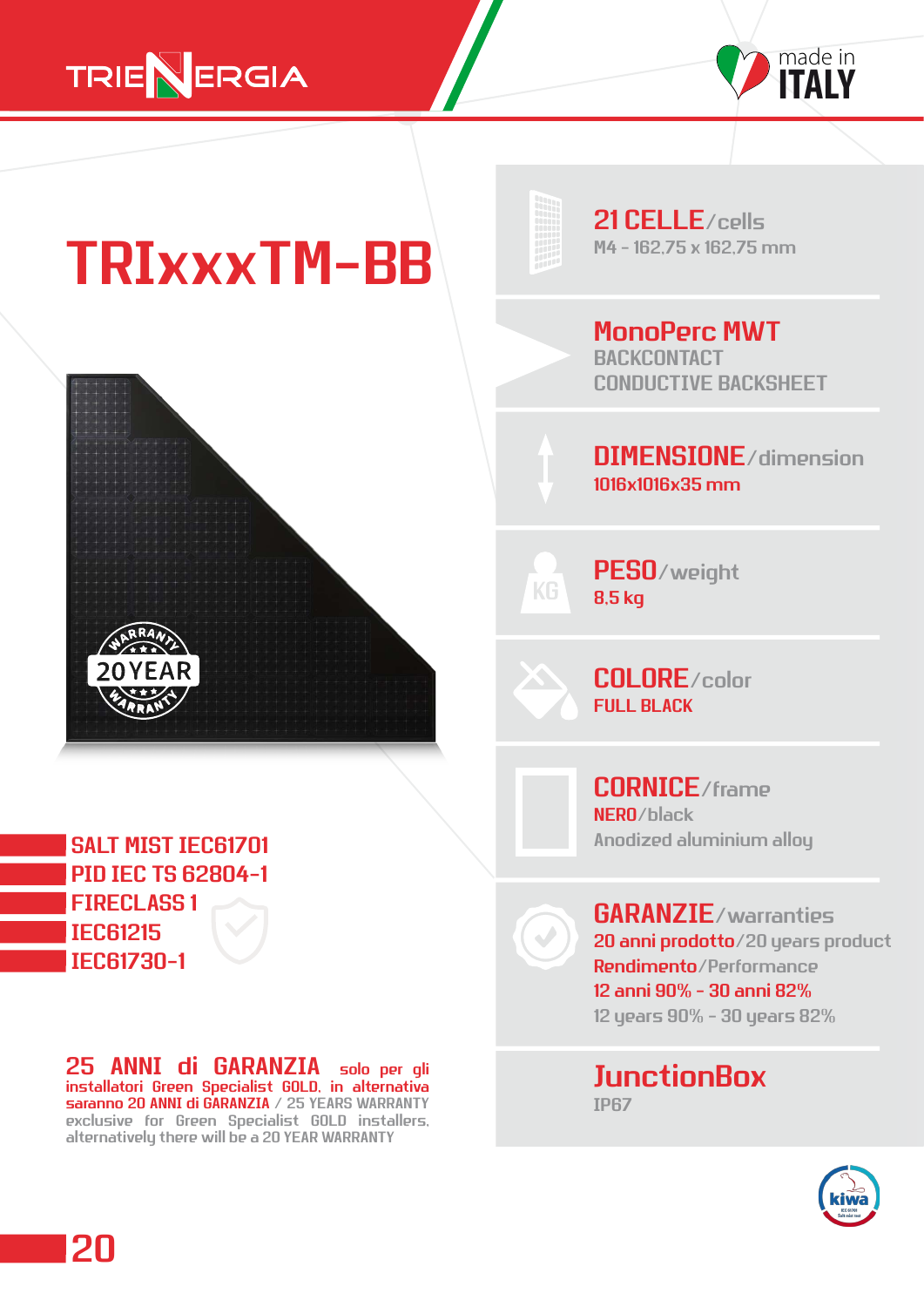TRIENERGIA

made in ITALY

# TRIxxxTM-BB

20 YEAR WARRANTY

**21 CELLE**/cells
M4 - 162,75 x 162,75 mm

**MonoPerc MWT**
BACKCONTACT
CONDUCTIVE BACKSHEET

**DIMENSIONE**/dimension
1016x1016x35 mm

**PESO**/weight
8,5 kg

**COLORE**/color
FULL BLACK

**CORNICE**/frame
NERO/black
Anodized aluminium alloy

**GARANZIE**/warranties
20 anni prodotto/20 years product
Rendimento/Performance
12 anni 90% - 30 anni 82%
12 years 90% - 30 years 82%

**JunctionBox**
IP67

- SALT MIST IEC61701
- PID IEC TS 62804-1
- FIRECLASS 1
- IEC61215
- IEC61730-1

**25 ANNI di GARANZIA** solo per gli installatori Green Specialist GOLD, in alternativa saranno 20 ANNI di GARANZIA / 25 YEARS WARRANTY exclusive for Green Specialist GOLD installers, alternatively there will be a 20 YEAR WARRANTY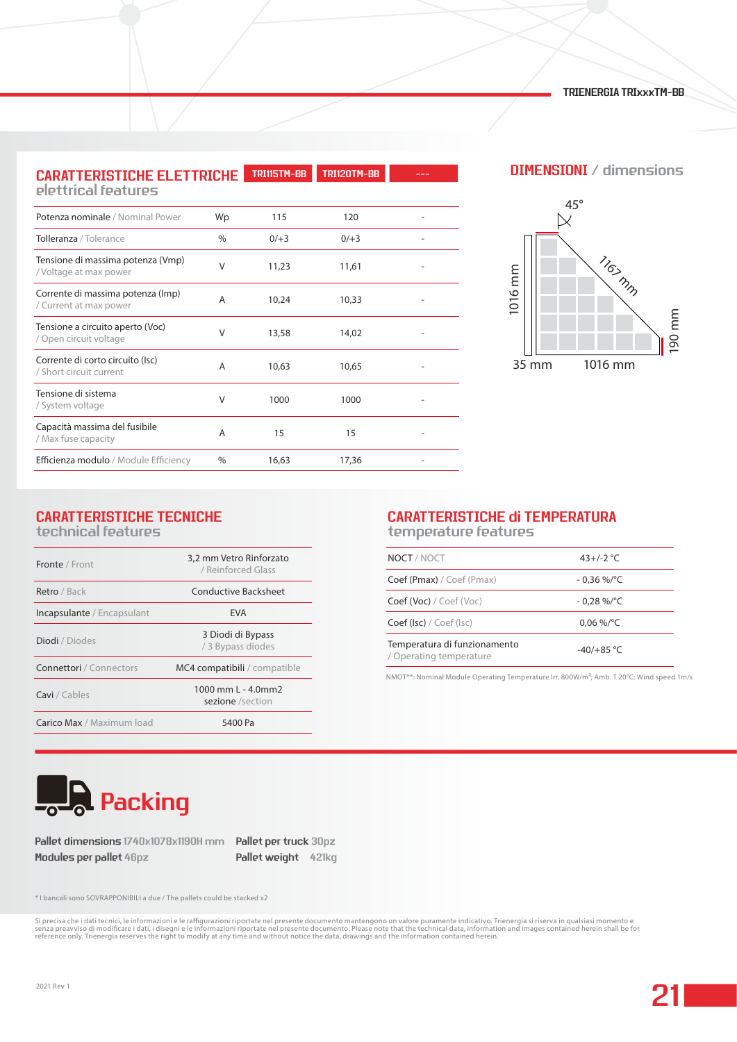## CARATTERISTICHE ELETTRICHE
### elettrical features

| | | TRI115TM-BB | TRI120TM-BB | --- |
|---|---|---|---|---|
| Potenza nominale / Nominal Power | Wp | 115 | 120 | - |
| Tolleranza / Tolerance | % | 0/+3 | 0/+3 | - |
| Tensione di massima potenza (Vmp) / Voltage at max power | V | 11,23 | 11,61 | - |
| Corrente di massima potenza (Imp) / Current at max power | A | 10,24 | 10,33 | - |
| Tensione a circuito aperto (Voc) / Open circuit voltage | V | 13,58 | 14,02 | - |
| Corrente di corto circuito (Isc) / Short circuit current | A | 10,63 | 10,65 | - |
| Tensione di sistema / System voltage | V | 1000 | 1000 | - |
| Capacità massima del fusibile / Max fuse capacity | A | 15 | 15 | - |
| Efficienza modulo / Module Efficiency | % | 16,63 | 17,36 | - |

## DIMENSIONI / dimensions

45°

1016 mm

1167 mm

190 mm

35 mm

1016 mm

## CARATTERISTICHE TECNICHE
### technical features

| | |
|---|---|
| Fronte / Front | 3,2 mm Vetro Rinforzato / Reinforced Glass |
| Retro / Back | Conductive Backsheet |
| Incapsulante / Encapsulant | EVA |
| Diodi / Diodes | 3 Diodi di Bypass / 3 Bypass diodes |
| Connettori / Connectors | MC4 compatibili / compatible |
| Cavi / Cables | 1000 mm L - 4.0mm2 sezione /section |
| Carico Max / Maximum load | 5400 Pa |

## CARATTERISTICHE di TEMPERATURA
### temperature features

| | |
|---|---|
| NOCT / NOCT | 43+/-2 °C |
| Coef (Pmax) / Coef (Pmax) | - 0,36 %/°C |
| Coef (Voc) / Coef (Voc) | - 0,28 %/°C |
| Coef (Isc) / Coef (Isc) | 0,06 %/°C |
| Temperatura di funzionamento / Operating temperature | -40/+85 °C |

NMOT**: Nominal Module Operating Temperature Irr. 800W/m²; Amb. T 20°C; Wind speed 1m/s

## Packing

**Pallet dimensions** 1740x1078x1190H mm
**Modules per pallet** 46pz
**Pallet per truck** 30pz
**Pallet weight** 421kg

* I bancali sono SOVRAPPONIBILI a due / The pallets could be stacked x2

Si precisa che i dati tecnici, le informazioni e le raffigurazioni riportate nel presente documento mantengono un valore puramente indicativo. Trienergia si riserva in qualsiasi momento e senza preavviso di modificare i dati, i disegni e le informazioni riportate nel presente documento. Please note that the technical data, information and images contained herein shall be for reference only. Trienergia reserves the right to modify at any time and without notice the data, drawings and the information contained herein.

2021 Rev 1